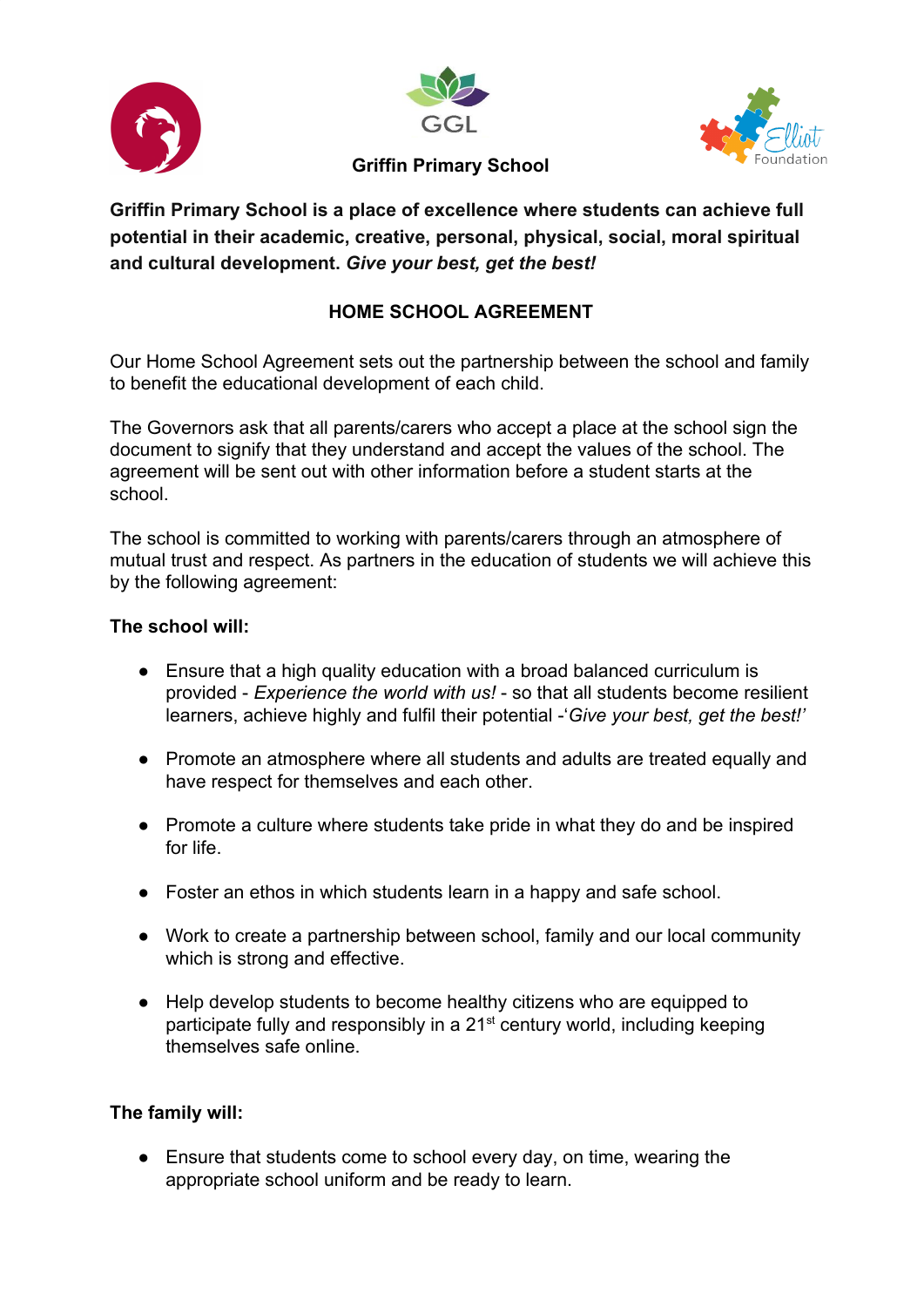GGL

Elliot Foundation

# Griffin Primary School

**Griffin Primary School is a place of excellence where students can achieve full potential in their academic, creative, personal, physical, social, moral spiritual and cultural development. *Give your best, get the best!***

## HOME SCHOOL AGREEMENT

Our Home School Agreement sets out the partnership between the school and family to benefit the educational development of each child.

The Governors ask that all parents/carers who accept a place at the school sign the document to signify that they understand and accept the values of the school. The agreement will be sent out with other information before a student starts at the school.

The school is committed to working with parents/carers through an atmosphere of mutual trust and respect. As partners in the education of students we will achieve this by the following agreement:

**The school will:**

- Ensure that a high quality education with a broad balanced curriculum is provided - *Experience the world with us!* - so that all students become resilient learners, achieve highly and fulfil their potential -'*Give your best, get the best!'*
- Promote an atmosphere where all students and adults are treated equally and have respect for themselves and each other.
- Promote a culture where students take pride in what they do and be inspired for life.
- Foster an ethos in which students learn in a happy and safe school.
- Work to create a partnership between school, family and our local community which is strong and effective.
- Help develop students to become healthy citizens who are equipped to participate fully and responsibly in a 21st century world, including keeping themselves safe online.

**The family will:**

- Ensure that students come to school every day, on time, wearing the appropriate school uniform and be ready to learn.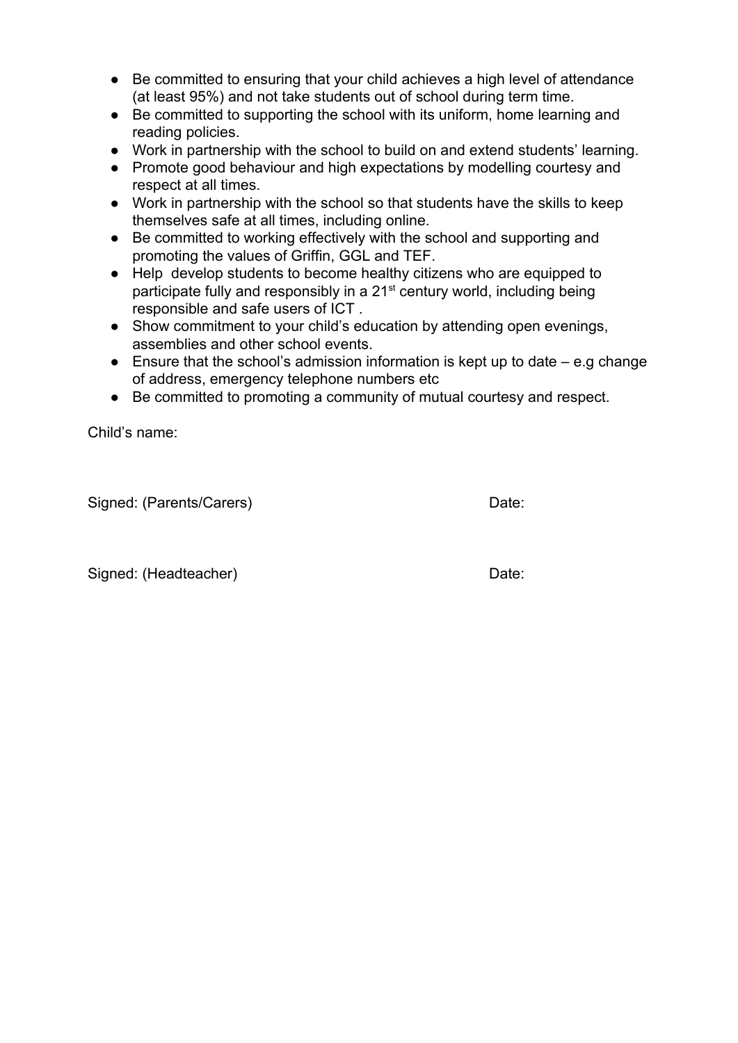- Be committed to ensuring that your child achieves a high level of attendance (at least 95%) and not take students out of school during term time.
- Be committed to supporting the school with its uniform, home learning and reading policies.
- Work in partnership with the school to build on and extend students' learning.
- Promote good behaviour and high expectations by modelling courtesy and respect at all times.
- Work in partnership with the school so that students have the skills to keep themselves safe at all times, including online.
- Be committed to working effectively with the school and supporting and promoting the values of Griffin, GGL and TEF.
- Help develop students to become healthy citizens who are equipped to participate fully and responsibly in a 21st century world, including being responsible and safe users of ICT .
- Show commitment to your child's education by attending open evenings, assemblies and other school events.
- Ensure that the school's admission information is kept up to date – e.g change of address, emergency telephone numbers etc
- Be committed to promoting a community of mutual courtesy and respect.

Child's name:

Signed: (Parents/Carers) Date:

Signed: (Headteacher) Date: